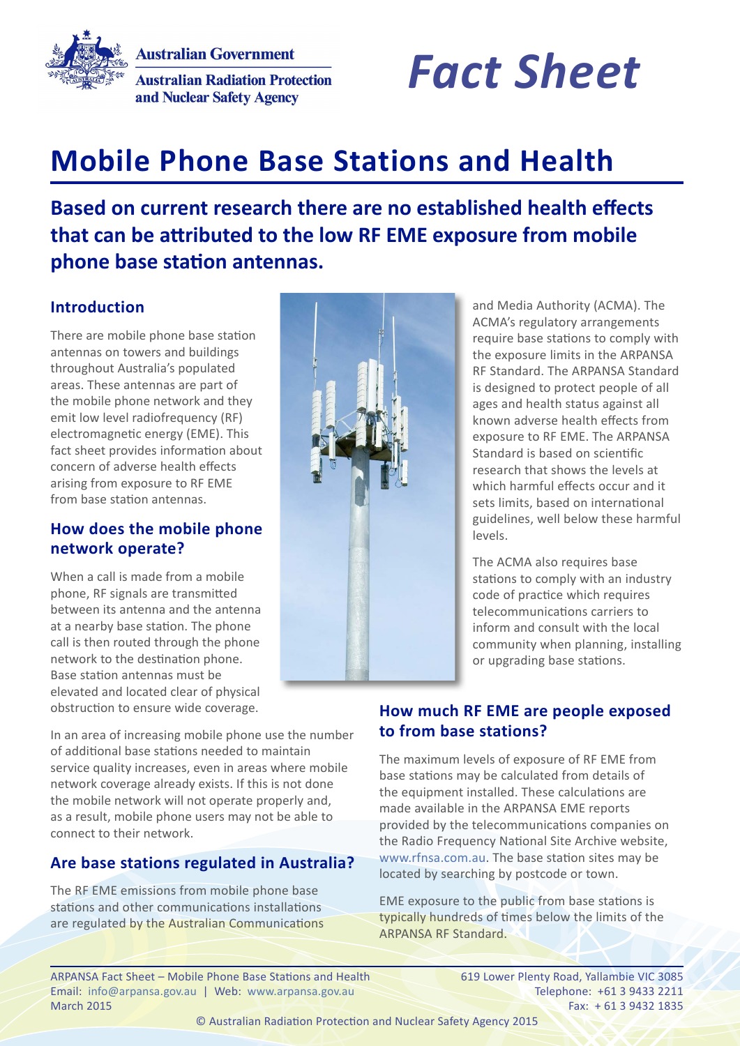Australian Government

Australian Radiation Protection and Nuclear Safety Agency

*Fact Sheet*

# Mobile Phone Base Stations and Health

**Based on current research there are no established health effects that can be attributed to the low RF EME exposure from mobile phone base station antennas.**

## Introduction

There are mobile phone base station antennas on towers and buildings throughout Australia's populated areas. These antennas are part of the mobile phone network and they emit low level radiofrequency (RF) electromagnetic energy (EME). This fact sheet provides information about concern of adverse health effects arising from exposure to RF EME from base station antennas.

## How does the mobile phone network operate?

When a call is made from a mobile phone, RF signals are transmitted between its antenna and the antenna at a nearby base station. The phone call is then routed through the phone network to the destination phone. Base station antennas must be elevated and located clear of physical obstruction to ensure wide coverage.

In an area of increasing mobile phone use the number of additional base stations needed to maintain service quality increases, even in areas where mobile network coverage already exists. If this is not done the mobile network will not operate properly and, as a result, mobile phone users may not be able to connect to their network.

## Are base stations regulated in Australia?

The RF EME emissions from mobile phone base stations and other communications installations are regulated by the Australian Communications and Media Authority (ACMA). The ACMA's regulatory arrangements require base stations to comply with the exposure limits in the ARPANSA RF Standard. The ARPANSA Standard is designed to protect people of all ages and health status against all known adverse health effects from exposure to RF EME. The ARPANSA Standard is based on scientific research that shows the levels at which harmful effects occur and it sets limits, based on international guidelines, well below these harmful levels.

The ACMA also requires base stations to comply with an industry code of practice which requires telecommunications carriers to inform and consult with the local community when planning, installing or upgrading base stations.

## How much RF EME are people exposed to from base stations?

The maximum levels of exposure of RF EME from base stations may be calculated from details of the equipment installed. These calculations are made available in the ARPANSA EME reports provided by the telecommunications companies on the Radio Frequency National Site Archive website, www.rfnsa.com.au. The base station sites may be located by searching by postcode or town.

EME exposure to the public from base stations is typically hundreds of times below the limits of the ARPANSA RF Standard.

ARPANSA Fact Sheet – Mobile Phone Base Stations and Health
Email: info@arpansa.gov.au | Web: www.arpansa.gov.au
March 2015

619 Lower Plenty Road, Yallambie VIC 3085
Telephone: +61 3 9433 2211
Fax: + 61 3 9432 1835

© Australian Radiation Protection and Nuclear Safety Agency 2015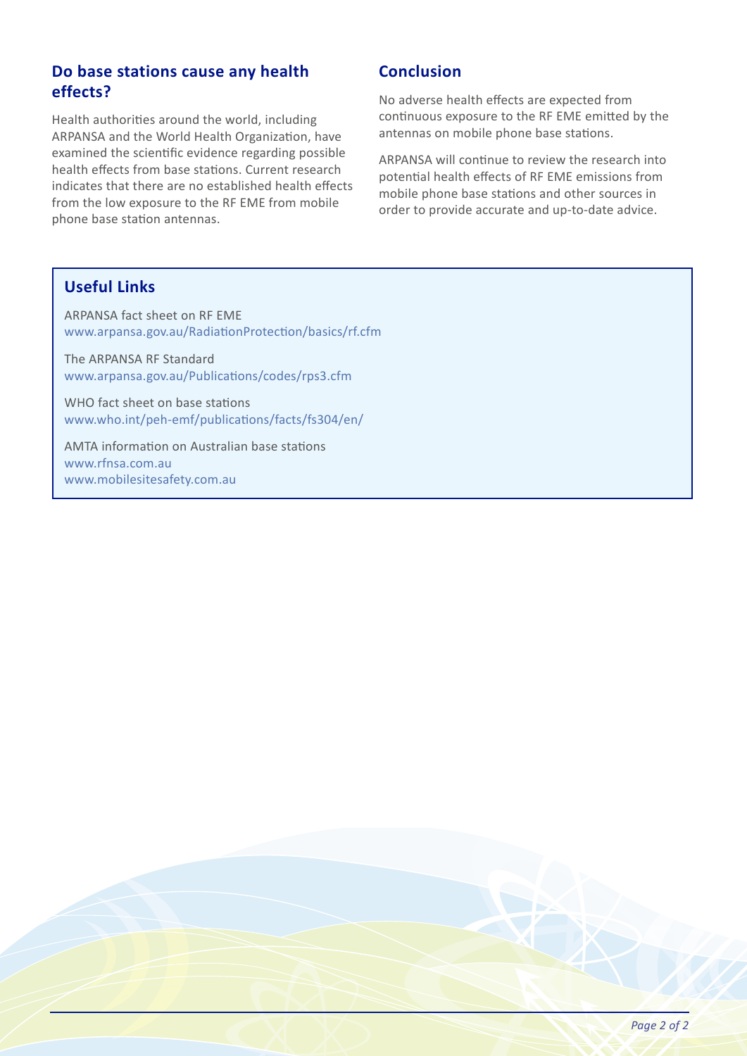## Do base stations cause any health effects?

Health authorities around the world, including ARPANSA and the World Health Organization, have examined the scientific evidence regarding possible health effects from base stations. Current research indicates that there are no established health effects from the low exposure to the RF EME from mobile phone base station antennas.

## Conclusion

No adverse health effects are expected from continuous exposure to the RF EME emitted by the antennas on mobile phone base stations.

ARPANSA will continue to review the research into potential health effects of RF EME emissions from mobile phone base stations and other sources in order to provide accurate and up-to-date advice.

## Useful Links

ARPANSA fact sheet on RF EME
www.arpansa.gov.au/RadiationProtection/basics/rf.cfm

The ARPANSA RF Standard
www.arpansa.gov.au/Publications/codes/rps3.cfm

WHO fact sheet on base stations
www.who.int/peh-emf/publications/facts/fs304/en/

AMTA information on Australian base stations
www.rfnsa.com.au
www.mobilesitesafety.com.au